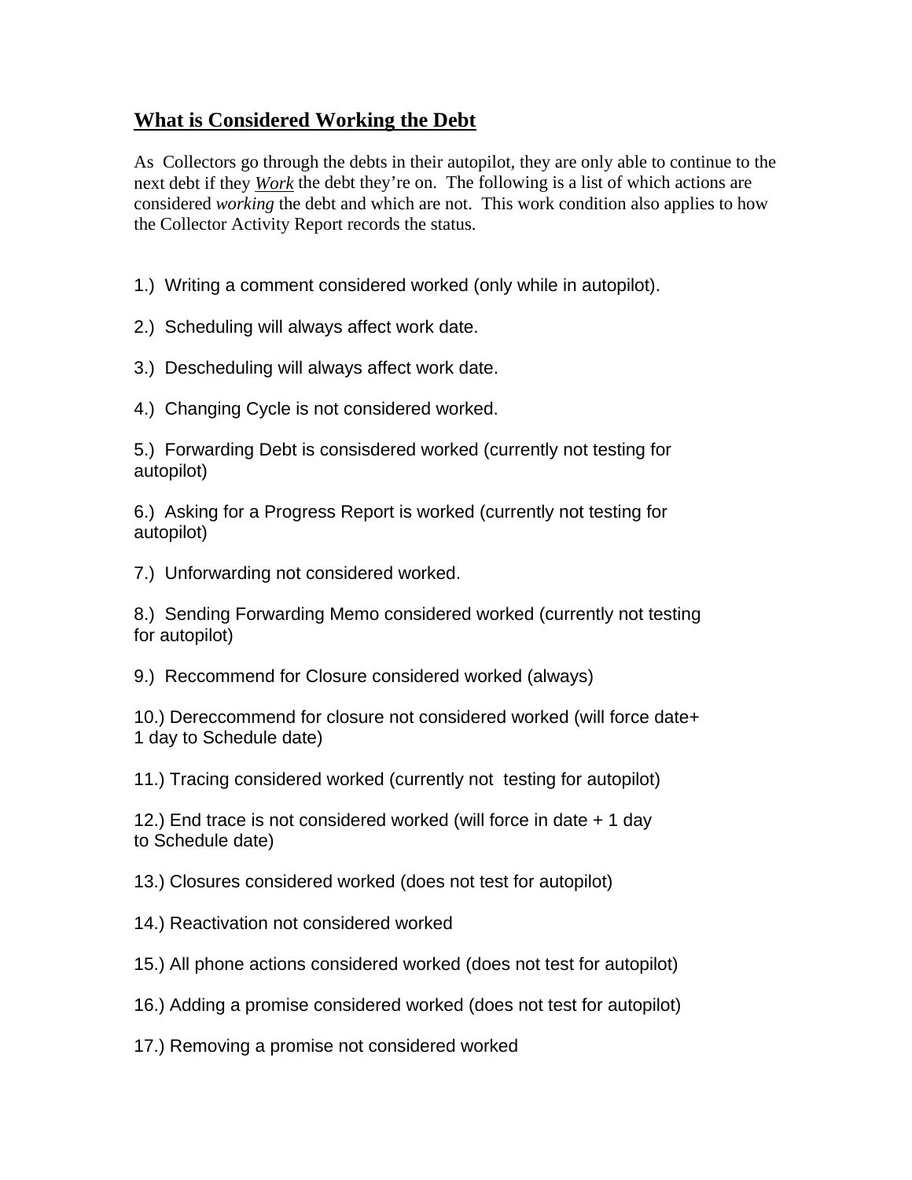## **What is Considered Working the Debt**

As Collectors go through the debts in their autopilot, they are only able to continue to the next debt if they ***Work*** the debt they're on. The following is a list of which actions are considered *working* the debt and which are not. This work condition also applies to how the Collector Activity Report records the status.

1.) Writing a comment considered worked (only while in autopilot).

2.) Scheduling will always affect work date.

3.) Descheduling will always affect work date.

4.) Changing Cycle is not considered worked.

5.) Forwarding Debt is consisdered worked (currently not testing for autopilot)

6.) Asking for a Progress Report is worked (currently not testing for autopilot)

7.) Unforwarding not considered worked.

8.) Sending Forwarding Memo considered worked (currently not testing for autopilot)

9.) Reccommend for Closure considered worked (always)

10.) Dereccommend for closure not considered worked (will force date+ 1 day to Schedule date)

11.) Tracing considered worked (currently not testing for autopilot)

12.) End trace is not considered worked (will force in date + 1 day to Schedule date)

13.) Closures considered worked (does not test for autopilot)

14.) Reactivation not considered worked

15.) All phone actions considered worked (does not test for autopilot)

16.) Adding a promise considered worked (does not test for autopilot)

17.) Removing a promise not considered worked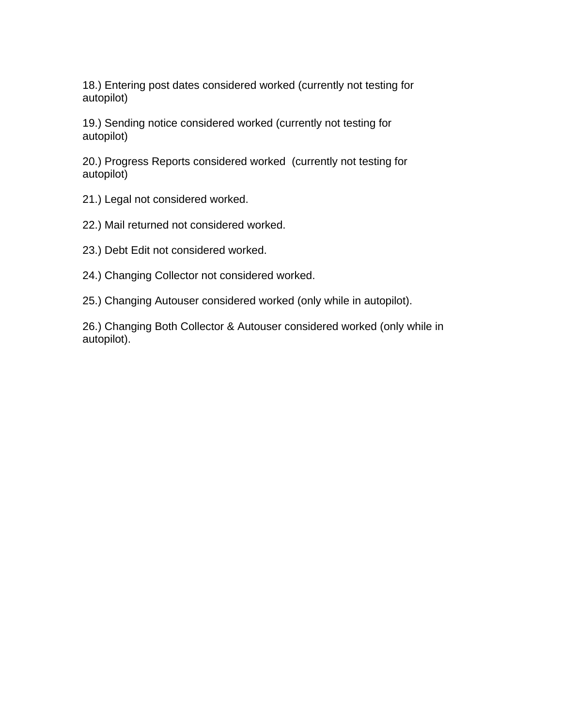18.) Entering post dates considered worked (currently not testing for autopilot)

19.) Sending notice considered worked (currently not testing for autopilot)

20.) Progress Reports considered worked (currently not testing for autopilot)

21.) Legal not considered worked.

22.) Mail returned not considered worked.

23.) Debt Edit not considered worked.

24.) Changing Collector not considered worked.

25.) Changing Autouser considered worked (only while in autopilot).

26.) Changing Both Collector & Autouser considered worked (only while in autopilot).